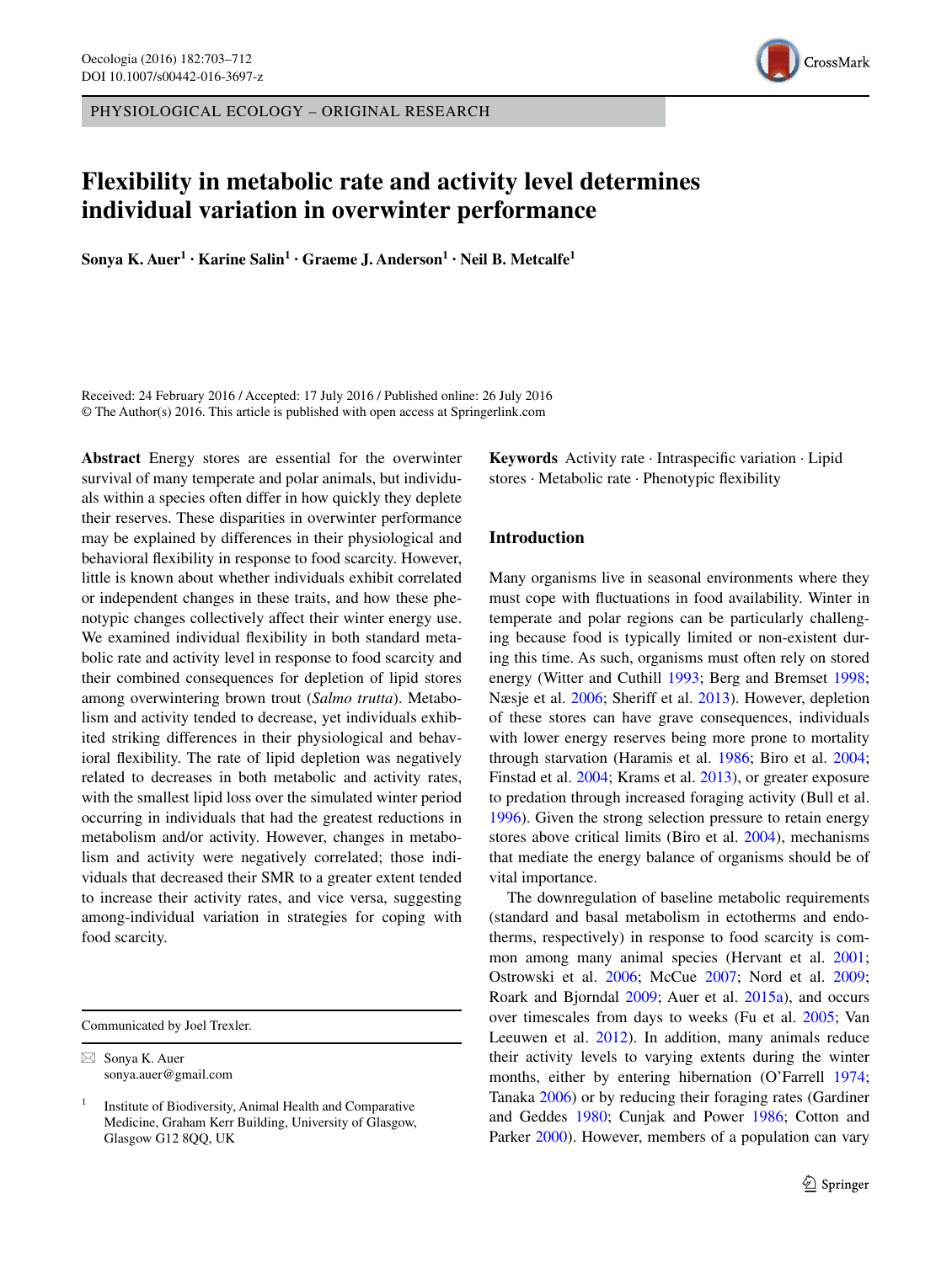PHYSIOLOGICAL ECOLOGY – ORIGINAL RESEARCH

# Flexibility in metabolic rate and activity level determines individual variation in overwinter performance

**Sonya K. Auer[1] · Karine Salin[1] · Graeme J. Anderson[1] · Neil B. Metcalfe[1]**

Received: 24 February 2016 / Accepted: 17 July 2016 / Published online: 26 July 2016
© The Author(s) 2016. This article is published with open access at Springerlink.com

**Abstract** Energy stores are essential for the overwinter survival of many temperate and polar animals, but individuals within a species often differ in how quickly they deplete their reserves. These disparities in overwinter performance may be explained by differences in their physiological and behavioral flexibility in response to food scarcity. However, little is known about whether individuals exhibit correlated or independent changes in these traits, and how these phenotypic changes collectively affect their winter energy use. We examined individual flexibility in both standard metabolic rate and activity level in response to food scarcity and their combined consequences for depletion of lipid stores among overwintering brown trout (*Salmo trutta*). Metabolism and activity tended to decrease, yet individuals exhibited striking differences in their physiological and behavioral flexibility. The rate of lipid depletion was negatively related to decreases in both metabolic and activity rates, with the smallest lipid loss over the simulated winter period occurring in individuals that had the greatest reductions in metabolism and/or activity. However, changes in metabolism and activity were negatively correlated; those individuals that decreased their SMR to a greater extent tended to increase their activity rates, and vice versa, suggesting among-individual variation in strategies for coping with food scarcity.

**Keywords** Activity rate · Intraspecific variation · Lipid stores · Metabolic rate · Phenotypic flexibility

Communicated by Joel Trexler.

✉ Sonya K. Auer
sonya.auer@gmail.com

[1] Institute of Biodiversity, Animal Health and Comparative Medicine, Graham Kerr Building, University of Glasgow, Glasgow G12 8QQ, UK

## Introduction

Many organisms live in seasonal environments where they must cope with fluctuations in food availability. Winter in temperate and polar regions can be particularly challenging because food is typically limited or non-existent during this time. As such, organisms must often rely on stored energy (Witter and Cuthill 1993; Berg and Bremset 1998; Næsje et al. 2006; Sheriff et al. 2013). However, depletion of these stores can have grave consequences, individuals with lower energy reserves being more prone to mortality through starvation (Haramis et al. 1986; Biro et al. 2004; Finstad et al. 2004; Krams et al. 2013), or greater exposure to predation through increased foraging activity (Bull et al. 1996). Given the strong selection pressure to retain energy stores above critical limits (Biro et al. 2004), mechanisms that mediate the energy balance of organisms should be of vital importance.

The downregulation of baseline metabolic requirements (standard and basal metabolism in ectotherms and endotherms, respectively) in response to food scarcity is common among many animal species (Hervant et al. 2001; Ostrowski et al. 2006; McCue 2007; Nord et al. 2009; Roark and Bjorndal 2009; Auer et al. 2015a), and occurs over timescales from days to weeks (Fu et al. 2005; Van Leeuwen et al. 2012). In addition, many animals reduce their activity levels to varying extents during the winter months, either by entering hibernation (O'Farrell 1974; Tanaka 2006) or by reducing their foraging rates (Gardiner and Geddes 1980; Cunjak and Power 1986; Cotton and Parker 2000). However, members of a population can vary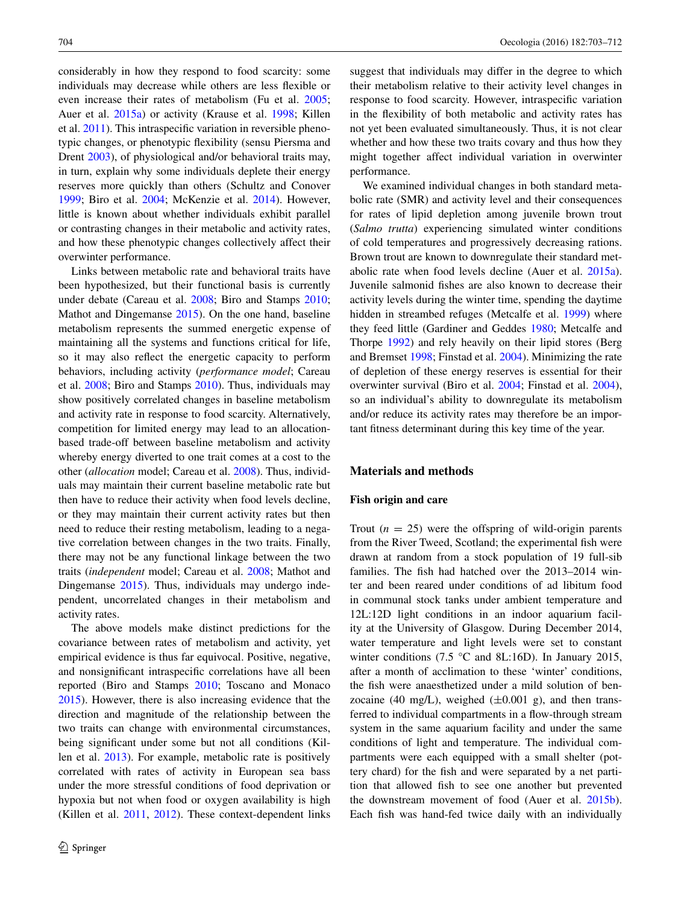considerably in how they respond to food scarcity: some individuals may decrease while others are less flexible or even increase their rates of metabolism (Fu et al. 2005; Auer et al. 2015a) or activity (Krause et al. 1998; Killen et al. 2011). This intraspecific variation in reversible phenotypic changes, or phenotypic flexibility (sensu Piersma and Drent 2003), of physiological and/or behavioral traits may, in turn, explain why some individuals deplete their energy reserves more quickly than others (Schultz and Conover 1999; Biro et al. 2004; McKenzie et al. 2014). However, little is known about whether individuals exhibit parallel or contrasting changes in their metabolic and activity rates, and how these phenotypic changes collectively affect their overwinter performance.

Links between metabolic rate and behavioral traits have been hypothesized, but their functional basis is currently under debate (Careau et al. 2008; Biro and Stamps 2010; Mathot and Dingemanse 2015). On the one hand, baseline metabolism represents the summed energetic expense of maintaining all the systems and functions critical for life, so it may also reflect the energetic capacity to perform behaviors, including activity (*performance model*; Careau et al. 2008; Biro and Stamps 2010). Thus, individuals may show positively correlated changes in baseline metabolism and activity rate in response to food scarcity. Alternatively, competition for limited energy may lead to an allocation-based trade-off between baseline metabolism and activity whereby energy diverted to one trait comes at a cost to the other (*allocation* model; Careau et al. 2008). Thus, individuals may maintain their current baseline metabolic rate but then have to reduce their activity when food levels decline, or they may maintain their current activity rates but then need to reduce their resting metabolism, leading to a negative correlation between changes in the two traits. Finally, there may not be any functional linkage between the two traits (*independent* model; Careau et al. 2008; Mathot and Dingemanse 2015). Thus, individuals may undergo independent, uncorrelated changes in their metabolism and activity rates.

The above models make distinct predictions for the covariance between rates of metabolism and activity, yet empirical evidence is thus far equivocal. Positive, negative, and nonsignificant intraspecific correlations have all been reported (Biro and Stamps 2010; Toscano and Monaco 2015). However, there is also increasing evidence that the direction and magnitude of the relationship between the two traits can change with environmental circumstances, being significant under some but not all conditions (Killen et al. 2013). For example, metabolic rate is positively correlated with rates of activity in European sea bass under the more stressful conditions of food deprivation or hypoxia but not when food or oxygen availability is high (Killen et al. 2011, 2012). These context-dependent links suggest that individuals may differ in the degree to which their metabolism relative to their activity level changes in response to food scarcity. However, intraspecific variation in the flexibility of both metabolic and activity rates has not yet been evaluated simultaneously. Thus, it is not clear whether and how these two traits covary and thus how they might together affect individual variation in overwinter performance.

We examined individual changes in both standard metabolic rate (SMR) and activity level and their consequences for rates of lipid depletion among juvenile brown trout (*Salmo trutta*) experiencing simulated winter conditions of cold temperatures and progressively decreasing rations. Brown trout are known to downregulate their standard metabolic rate when food levels decline (Auer et al. 2015a). Juvenile salmonid fishes are also known to decrease their activity levels during the winter time, spending the daytime hidden in streambed refuges (Metcalfe et al. 1999) where they feed little (Gardiner and Geddes 1980; Metcalfe and Thorpe 1992) and rely heavily on their lipid stores (Berg and Bremset 1998; Finstad et al. 2004). Minimizing the rate of depletion of these energy reserves is essential for their overwinter survival (Biro et al. 2004; Finstad et al. 2004), so an individual's ability to downregulate its metabolism and/or reduce its activity rates may therefore be an important fitness determinant during this key time of the year.

## Materials and methods

### Fish origin and care

Trout ($n = 25$) were the offspring of wild-origin parents from the River Tweed, Scotland; the experimental fish were drawn at random from a stock population of 19 full-sib families. The fish had hatched over the 2013–2014 winter and been reared under conditions of ad libitum food in communal stock tanks under ambient temperature and 12L:12D light conditions in an indoor aquarium facility at the University of Glasgow. During December 2014, water temperature and light levels were set to constant winter conditions (7.5 °C and 8L:16D). In January 2015, after a month of acclimation to these 'winter' conditions, the fish were anaesthetized under a mild solution of benzocaine (40 mg/L), weighed (±0.001 g), and then transferred to individual compartments in a flow-through stream system in the same aquarium facility and under the same conditions of light and temperature. The individual compartments were each equipped with a small shelter (pottery chard) for the fish and were separated by a net partition that allowed fish to see one another but prevented the downstream movement of food (Auer et al. 2015b). Each fish was hand-fed twice daily with an individually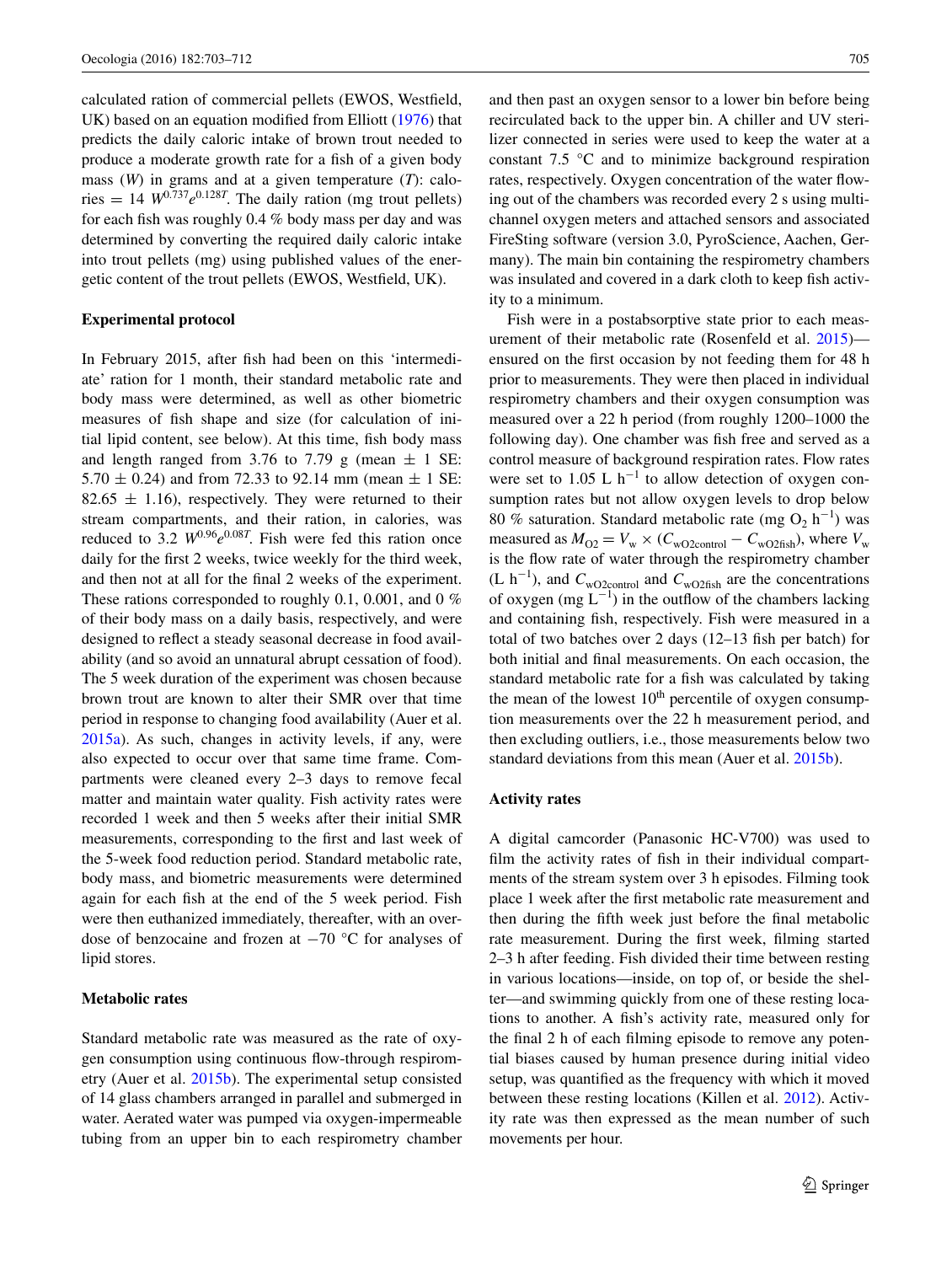calculated ration of commercial pellets (EWOS, Westfield, UK) based on an equation modified from Elliott (1976) that predicts the daily caloric intake of brown trout needed to produce a moderate growth rate for a fish of a given body mass ($W$) in grams and at a given temperature ($T$): calories = 14 $W^{0.737}e^{0.128T}$. The daily ration (mg trout pellets) for each fish was roughly 0.4 % body mass per day and was determined by converting the required daily caloric intake into trout pellets (mg) using published values of the energetic content of the trout pellets (EWOS, Westfield, UK).

### Experimental protocol

In February 2015, after fish had been on this 'intermediate' ration for 1 month, their standard metabolic rate and body mass were determined, as well as other biometric measures of fish shape and size (for calculation of initial lipid content, see below). At this time, fish body mass and length ranged from 3.76 to 7.79 g (mean ± 1 SE: 5.70 ± 0.24) and from 72.33 to 92.14 mm (mean ± 1 SE: 82.65 ± 1.16), respectively. They were returned to their stream compartments, and their ration, in calories, was reduced to 3.2 $W^{0.96}e^{0.08T}$. Fish were fed this ration once daily for the first 2 weeks, twice weekly for the third week, and then not at all for the final 2 weeks of the experiment. These rations corresponded to roughly 0.1, 0.001, and 0 % of their body mass on a daily basis, respectively, and were designed to reflect a steady seasonal decrease in food availability (and so avoid an unnatural abrupt cessation of food). The 5 week duration of the experiment was chosen because brown trout are known to alter their SMR over that time period in response to changing food availability (Auer et al. 2015a). As such, changes in activity levels, if any, were also expected to occur over that same time frame. Compartments were cleaned every 2–3 days to remove fecal matter and maintain water quality. Fish activity rates were recorded 1 week and then 5 weeks after their initial SMR measurements, corresponding to the first and last week of the 5-week food reduction period. Standard metabolic rate, body mass, and biometric measurements were determined again for each fish at the end of the 5 week period. Fish were then euthanized immediately, thereafter, with an overdose of benzocaine and frozen at −70 °C for analyses of lipid stores.

### Metabolic rates

Standard metabolic rate was measured as the rate of oxygen consumption using continuous flow-through respirometry (Auer et al. 2015b). The experimental setup consisted of 14 glass chambers arranged in parallel and submerged in water. Aerated water was pumped via oxygen-impermeable tubing from an upper bin to each respirometry chamber and then past an oxygen sensor to a lower bin before being recirculated back to the upper bin. A chiller and UV sterilizer connected in series were used to keep the water at a constant 7.5 °C and to minimize background respiration rates, respectively. Oxygen concentration of the water flowing out of the chambers was recorded every 2 s using multichannel oxygen meters and attached sensors and associated FireSting software (version 3.0, PyroScience, Aachen, Germany). The main bin containing the respirometry chambers was insulated and covered in a dark cloth to keep fish activity to a minimum.

Fish were in a postabsorptive state prior to each measurement of their metabolic rate (Rosenfeld et al. 2015)—ensured on the first occasion by not feeding them for 48 h prior to measurements. They were then placed in individual respirometry chambers and their oxygen consumption was measured over a 22 h period (from roughly 1200–1000 the following day). One chamber was fish free and served as a control measure of background respiration rates. Flow rates were set to 1.05 L $h^{-1}$ to allow detection of oxygen consumption rates but not allow oxygen levels to drop below 80 % saturation. Standard metabolic rate (mg $O_2$ $h^{-1}$) was measured as $M_{O2} = V_w \times (C_{wO2control} - C_{wO2fish})$, where $V_w$ is the flow rate of water through the respirometry chamber (L $h^{-1}$), and $C_{wO2control}$ and $C_{wO2fish}$ are the concentrations of oxygen (mg $L^{-1}$) in the outflow of the chambers lacking and containing fish, respectively. Fish were measured in a total of two batches over 2 days (12–13 fish per batch) for both initial and final measurements. On each occasion, the standard metabolic rate for a fish was calculated by taking the mean of the lowest 10th percentile of oxygen consumption measurements over the 22 h measurement period, and then excluding outliers, i.e., those measurements below two standard deviations from this mean (Auer et al. 2015b).

### Activity rates

A digital camcorder (Panasonic HC-V700) was used to film the activity rates of fish in their individual compartments of the stream system over 3 h episodes. Filming took place 1 week after the first metabolic rate measurement and then during the fifth week just before the final metabolic rate measurement. During the first week, filming started 2–3 h after feeding. Fish divided their time between resting in various locations—inside, on top of, or beside the shelter—and swimming quickly from one of these resting locations to another. A fish's activity rate, measured only for the final 2 h of each filming episode to remove any potential biases caused by human presence during initial video setup, was quantified as the frequency with which it moved between these resting locations (Killen et al. 2012). Activity rate was then expressed as the mean number of such movements per hour.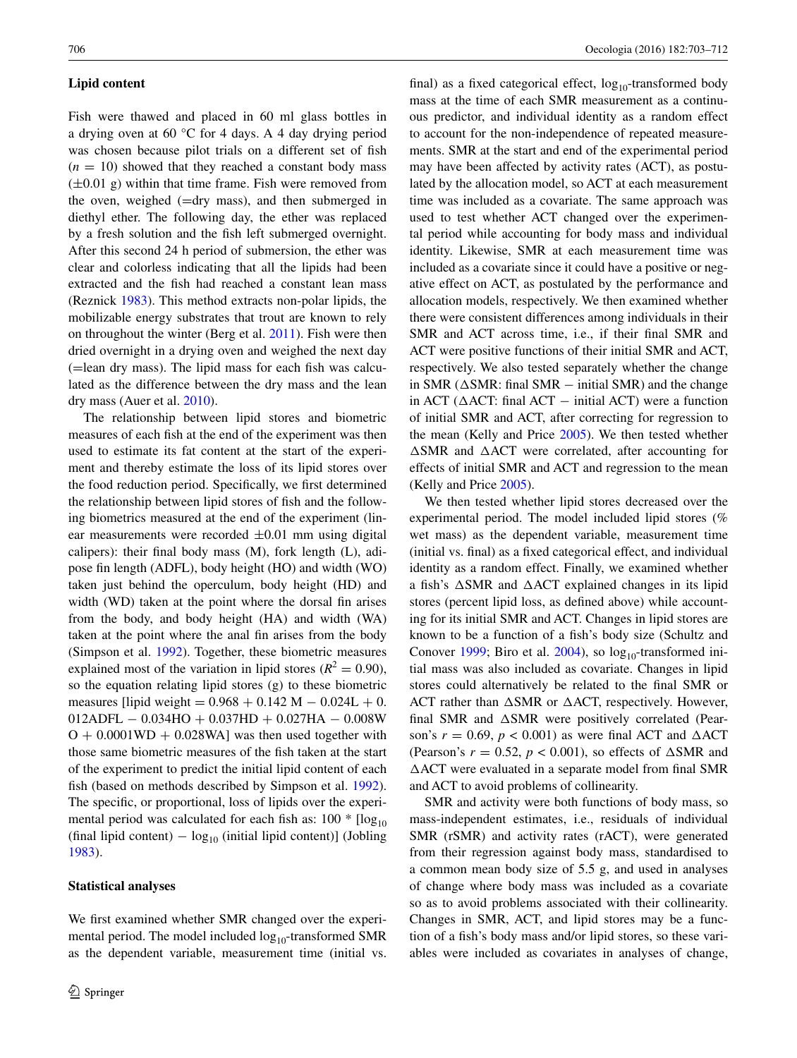### Lipid content

Fish were thawed and placed in 60 ml glass bottles in a drying oven at 60 °C for 4 days. A 4 day drying period was chosen because pilot trials on a different set of fish ($n = 10$) showed that they reached a constant body mass (±0.01 g) within that time frame. Fish were removed from the oven, weighed (=dry mass), and then submerged in diethyl ether. The following day, the ether was replaced by a fresh solution and the fish left submerged overnight. After this second 24 h period of submersion, the ether was clear and colorless indicating that all the lipids had been extracted and the fish had reached a constant lean mass (Reznick 1983). This method extracts non-polar lipids, the mobilizable energy substrates that trout are known to rely on throughout the winter (Berg et al. 2011). Fish were then dried overnight in a drying oven and weighed the next day (=lean dry mass). The lipid mass for each fish was calculated as the difference between the dry mass and the lean dry mass (Auer et al. 2010).

The relationship between lipid stores and biometric measures of each fish at the end of the experiment was then used to estimate its fat content at the start of the experiment and thereby estimate the loss of its lipid stores over the food reduction period. Specifically, we first determined the relationship between lipid stores of fish and the following biometrics measured at the end of the experiment (linear measurements were recorded ±0.01 mm using digital calipers): their final body mass (M), fork length (L), adipose fin length (ADFL), body height (HO) and width (WO) taken just behind the operculum, body height (HD) and width (WD) taken at the point where the dorsal fin arises from the body, and body height (HA) and width (WA) taken at the point where the anal fin arises from the body (Simpson et al. 1992). Together, these biometric measures explained most of the variation in lipid stores ($R^2 = 0.90$), so the equation relating lipid stores (g) to these biometric measures [lipid weight = 0.968 + 0.142 M − 0.024L + 0.012ADFL − 0.034HO + 0.037HD + 0.027HA − 0.008WO + 0.0001WD + 0.028WA] was then used together with those same biometric measures of the fish taken at the start of the experiment to predict the initial lipid content of each fish (based on methods described by Simpson et al. 1992). The specific, or proportional, loss of lipids over the experimental period was calculated for each fish as: 100 * [$\log_{10}$ (final lipid content) − $\log_{10}$ (initial lipid content)] (Jobling 1983).

### Statistical analyses

We first examined whether SMR changed over the experimental period. The model included $\log_{10}$-transformed SMR as the dependent variable, measurement time (initial vs. final) as a fixed categorical effect, $\log_{10}$-transformed body mass at the time of each SMR measurement as a continuous predictor, and individual identity as a random effect to account for the non-independence of repeated measurements. SMR at the start and end of the experimental period may have been affected by activity rates (ACT), as postulated by the allocation model, so ACT at each measurement time was included as a covariate. The same approach was used to test whether ACT changed over the experimental period while accounting for body mass and individual identity. Likewise, SMR at each measurement time was included as a covariate since it could have a positive or negative effect on ACT, as postulated by the performance and allocation models, respectively. We then examined whether there were consistent differences among individuals in their SMR and ACT across time, i.e., if their final SMR and ACT were positive functions of their initial SMR and ACT, respectively. We also tested separately whether the change in SMR (ΔSMR: final SMR − initial SMR) and the change in ACT (ΔACT: final ACT − initial ACT) were a function of initial SMR and ACT, after correcting for regression to the mean (Kelly and Price 2005). We then tested whether ΔSMR and ΔACT were correlated, after accounting for effects of initial SMR and ACT and regression to the mean (Kelly and Price 2005).

We then tested whether lipid stores decreased over the experimental period. The model included lipid stores (% wet mass) as the dependent variable, measurement time (initial vs. final) as a fixed categorical effect, and individual identity as a random effect. Finally, we examined whether a fish's ΔSMR and ΔACT explained changes in its lipid stores (percent lipid loss, as defined above) while accounting for its initial SMR and ACT. Changes in lipid stores are known to be a function of a fish's body size (Schultz and Conover 1999; Biro et al. 2004), so $\log_{10}$-transformed initial mass was also included as covariate. Changes in lipid stores could alternatively be related to the final SMR or ACT rather than ΔSMR or ΔACT, respectively. However, final SMR and ΔSMR were positively correlated (Pearson's $r = 0.69$, $p < 0.001$) as were final ACT and ΔACT (Pearson's $r = 0.52$, $p < 0.001$), so effects of ΔSMR and ΔACT were evaluated in a separate model from final SMR and ACT to avoid problems of collinearity.

SMR and activity were both functions of body mass, so mass-independent estimates, i.e., residuals of individual SMR (rSMR) and activity rates (rACT), were generated from their regression against body mass, standardised to a common mean body size of 5.5 g, and used in analyses of change where body mass was included as a covariate so as to avoid problems associated with their collinearity. Changes in SMR, ACT, and lipid stores may be a function of a fish's body mass and/or lipid stores, so these variables were included as covariates in analyses of change,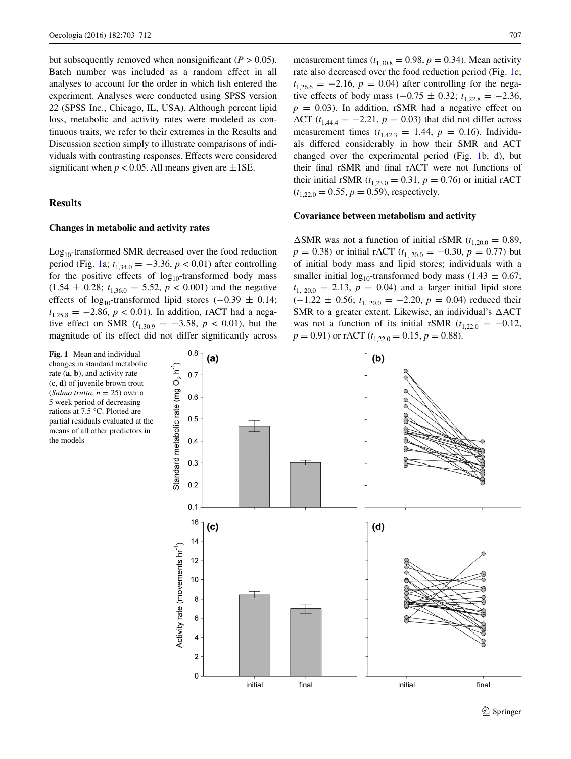but subsequently removed when nonsignificant ($P > 0.05$). Batch number was included as a random effect in all analyses to account for the order in which fish entered the experiment. Analyses were conducted using SPSS version 22 (SPSS Inc., Chicago, IL, USA). Although percent lipid loss, metabolic and activity rates were modeled as continuous traits, we refer to their extremes in the Results and Discussion section simply to illustrate comparisons of individuals with contrasting responses. Effects were considered significant when $p < 0.05$. All means given are ±1SE.

## Results

### Changes in metabolic and activity rates

$Log_{10}$-transformed SMR decreased over the food reduction period (Fig. 1a; $t_{1,34.0} = -3.36$, $p < 0.01$) after controlling for the positive effects of $log_{10}$-transformed body mass ($1.54 \pm 0.28$; $t_{1,36.0} = 5.52$, $p < 0.001$) and the negative effects of $log_{10}$-transformed lipid stores ($-0.39 \pm 0.14$; $t_{1,25.8} = -2.86$, $p < 0.01$). In addition, rACT had a negative effect on SMR ($t_{1,30.9} = -3.58$, $p < 0.01$), but the magnitude of its effect did not differ significantly across measurement times ($t_{1,30.8} = 0.98$, $p = 0.34$). Mean activity rate also decreased over the food reduction period (Fig. 1c; $t_{1,26.6} = -2.16$, $p = 0.04$) after controlling for the negative effects of body mass ($-0.75 \pm 0.32$; $t_{1,22.8} = -2.36$, $p = 0.03$). In addition, rSMR had a negative effect on ACT ($t_{1,44.4} = -2.21$, $p = 0.03$) that did not differ across measurement times ($t_{1,42.3} = 1.44$, $p = 0.16$). Individuals differed considerably in how their SMR and ACT changed over the experimental period (Fig. 1b, d), but their final rSMR and final rACT were not functions of their initial rSMR ($t_{1,23.0} = 0.31$, $p = 0.76$) or initial rACT ($t_{1,22.0} = 0.55$, $p = 0.59$), respectively.

### Covariance between metabolism and activity

ΔSMR was not a function of initial rSMR ($t_{1,20.0} = 0.89$, $p = 0.38$) or initial rACT ($t_{1,\,20.0} = -0.30$, $p = 0.77$) but of initial body mass and lipid stores; individuals with a smaller initial $log_{10}$-transformed body mass ($1.43 \pm 0.67$; $t_{1,\,20.0} = 2.13$, $p = 0.04$) and a larger initial lipid store ($-1.22 \pm 0.56$; $t_{1,\,20.0} = -2.20$, $p = 0.04$) reduced their SMR to a greater extent. Likewise, an individual's ΔACT was not a function of its initial rSMR ($t_{1,22.0} = -0.12$, $p = 0.91$) or rACT ($t_{1,22.0} = 0.15$, $p = 0.88$).

**Fig. 1** Mean and individual changes in standard metabolic rate (**a**, **b**), and activity rate (**c**, **d**) of juvenile brown trout (*Salmo trutta*, $n = 25$) over a 5 week period of decreasing rations at 7.5 °C. Plotted are partial residuals evaluated at the means of all other predictors in the models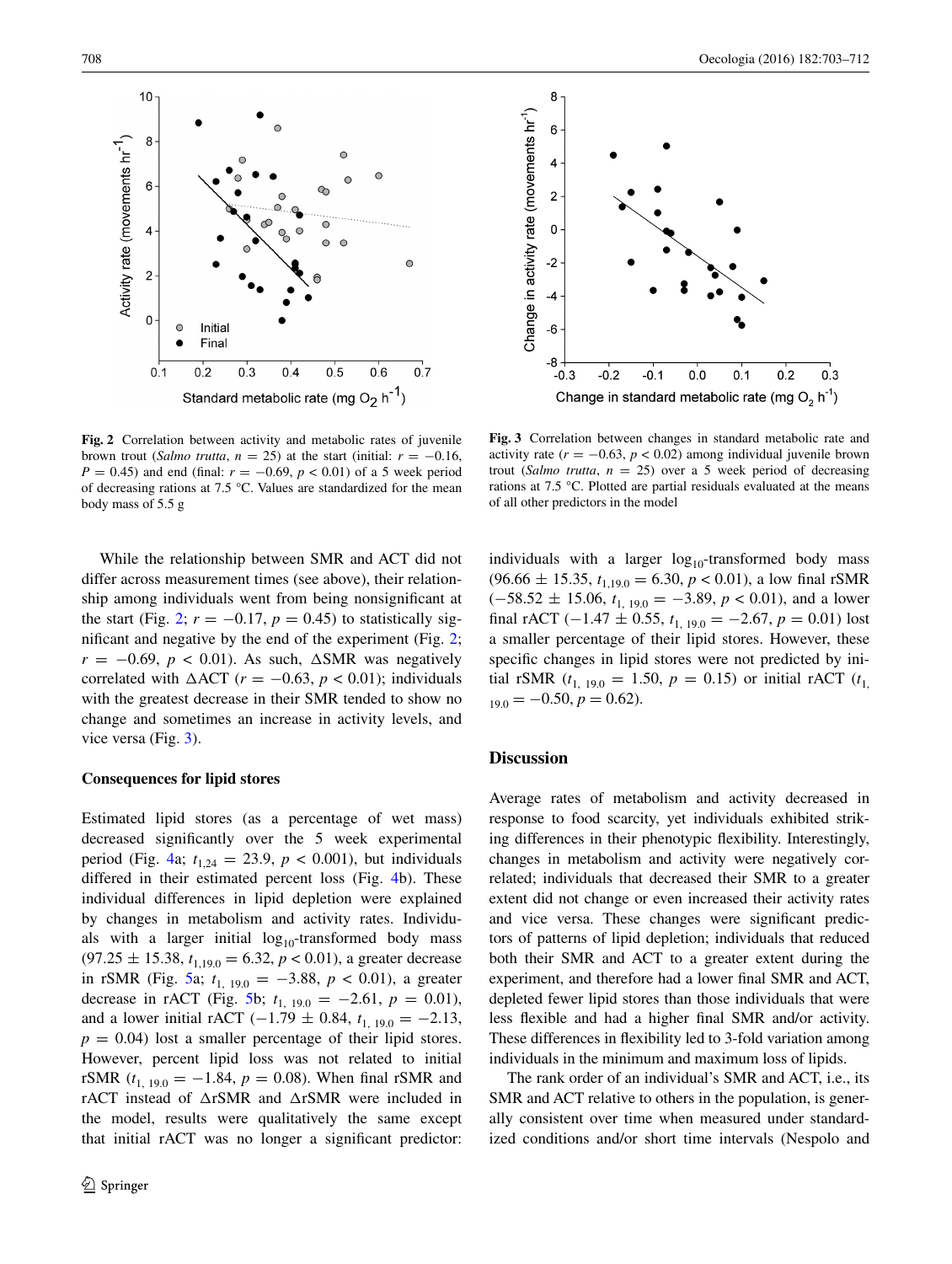Fig. 2 Correlation between activity and metabolic rates of juvenile brown trout (*Salmo trutta*, $n = 25$) at the start (initial: $r = -0.16$, $P = 0.45$) and end (final: $r = -0.69$, $p < 0.01$) of a 5 week period of decreasing rations at 7.5 °C. Values are standardized for the mean body mass of 5.5 g

Fig. 3 Correlation between changes in standard metabolic rate and activity rate ($r = -0.63$, $p < 0.02$) among individual juvenile brown trout (*Salmo trutta*, $n = 25$) over a 5 week period of decreasing rations at 7.5 °C. Plotted are partial residuals evaluated at the means of all other predictors in the model

While the relationship between SMR and ACT did not differ across measurement times (see above), their relationship among individuals went from being nonsignificant at the start (Fig. 2; $r = -0.17$, $p = 0.45$) to statistically significant and negative by the end of the experiment (Fig. 2; $r = -0.69$, $p < 0.01$). As such, ΔSMR was negatively correlated with ΔACT ($r = -0.63$, $p < 0.01$); individuals with the greatest decrease in their SMR tended to show no change and sometimes an increase in activity levels, and vice versa (Fig. 3).

### Consequences for lipid stores

Estimated lipid stores (as a percentage of wet mass) decreased significantly over the 5 week experimental period (Fig. 4a; $t_{1,24} = 23.9$, $p < 0.001$), but individuals differed in their estimated percent loss (Fig. 4b). These individual differences in lipid depletion were explained by changes in metabolism and activity rates. Individuals with a larger initial $\log_{10}$-transformed body mass ($97.25 \pm 15.38$, $t_{1,19.0} = 6.32$, $p < 0.01$), a greater decrease in rSMR (Fig. 5a; $t_{1,\ 19.0} = -3.88$, $p < 0.01$), a greater decrease in rACT (Fig. 5b; $t_{1,\ 19.0} = -2.61$, $p = 0.01$), and a lower initial rACT ($-1.79 \pm 0.84$, $t_{1,\ 19.0} = -2.13$, $p = 0.04$) lost a smaller percentage of their lipid stores. However, percent lipid loss was not related to initial rSMR ($t_{1,\ 19.0} = -1.84$, $p = 0.08$). When final rSMR and rACT instead of ΔrSMR and ΔrSMR were included in the model, results were qualitatively the same except that initial rACT was no longer a significant predictor: individuals with a larger $\log_{10}$-transformed body mass ($96.66 \pm 15.35$, $t_{1,19.0} = 6.30$, $p < 0.01$), a low final rSMR ($-58.52 \pm 15.06$, $t_{1,\ 19.0} = -3.89$, $p < 0.01$), and a lower final rACT ($-1.47 \pm 0.55$, $t_{1,\ 19.0} = -2.67$, $p = 0.01$) lost a smaller percentage of their lipid stores. However, these specific changes in lipid stores were not predicted by initial rSMR ($t_{1,\ 19.0} = 1.50$, $p = 0.15$) or initial rACT ($t_{1,\ 19.0} = -0.50$, $p = 0.62$).

## Discussion

Average rates of metabolism and activity decreased in response to food scarcity, yet individuals exhibited striking differences in their phenotypic flexibility. Interestingly, changes in metabolism and activity were negatively correlated; individuals that decreased their SMR to a greater extent did not change or even increased their activity rates and vice versa. These changes were significant predictors of patterns of lipid depletion; individuals that reduced both their SMR and ACT to a greater extent during the experiment, and therefore had a lower final SMR and ACT, depleted fewer lipid stores than those individuals that were less flexible and had a higher final SMR and/or activity. These differences in flexibility led to 3-fold variation among individuals in the minimum and maximum loss of lipids.

The rank order of an individual's SMR and ACT, i.e., its SMR and ACT relative to others in the population, is generally consistent over time when measured under standardized conditions and/or short time intervals (Nespolo and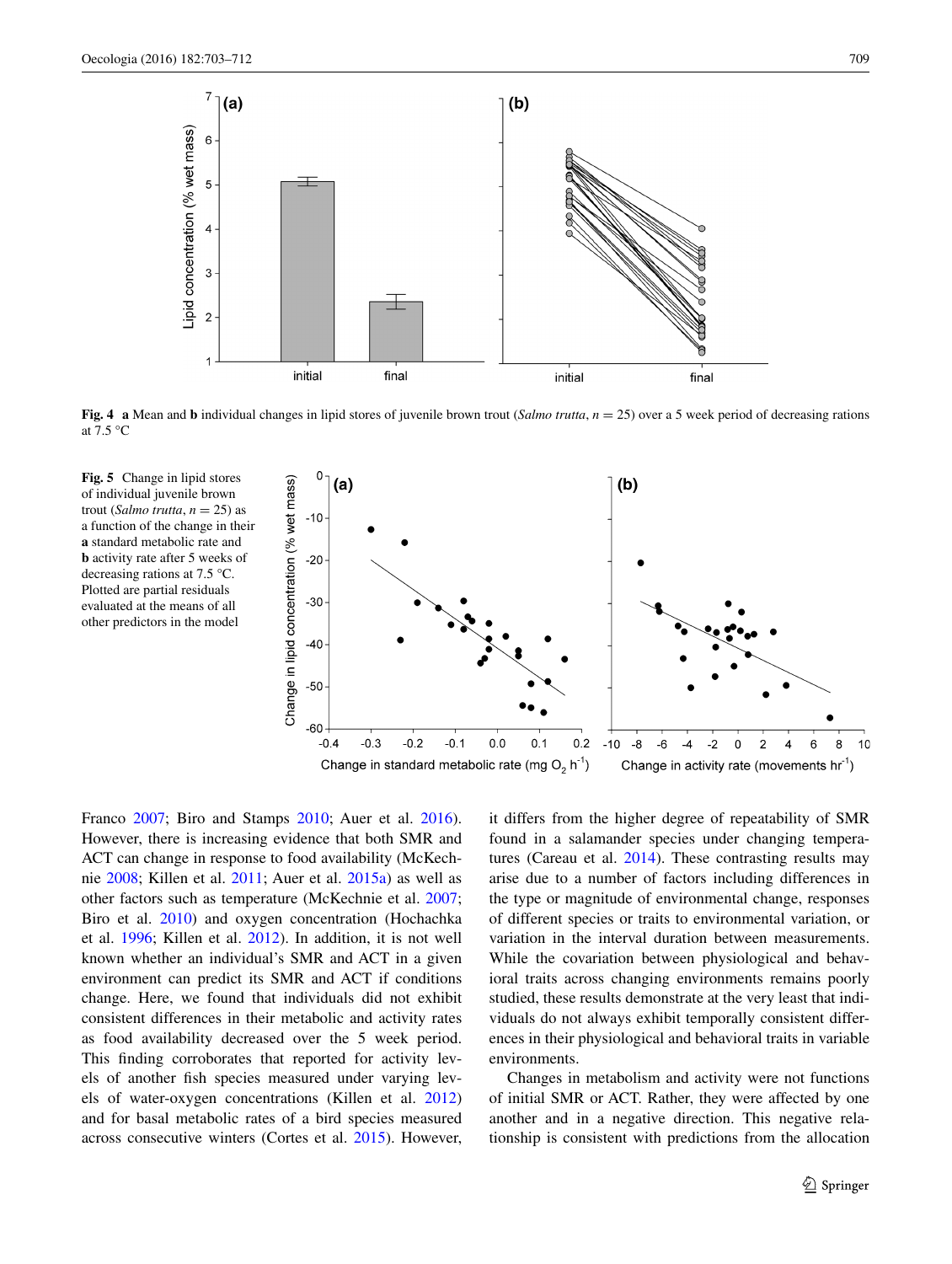**Fig. 4** **a** Mean and **b** individual changes in lipid stores of juvenile brown trout (*Salmo trutta*, $n = 25$) over a 5 week period of decreasing rations at 7.5 °C

**Fig. 5** Change in lipid stores of individual juvenile brown trout (*Salmo trutta*, $n = 25$) as a function of the change in their **a** standard metabolic rate and **b** activity rate after 5 weeks of decreasing rations at 7.5 °C. Plotted are partial residuals evaluated at the means of all other predictors in the model

Franco 2007; Biro and Stamps 2010; Auer et al. 2016). However, there is increasing evidence that both SMR and ACT can change in response to food availability (McKechnie 2008; Killen et al. 2011; Auer et al. 2015a) as well as other factors such as temperature (McKechnie et al. 2007; Biro et al. 2010) and oxygen concentration (Hochachka et al. 1996; Killen et al. 2012). In addition, it is not well known whether an individual's SMR and ACT in a given environment can predict its SMR and ACT if conditions change. Here, we found that individuals did not exhibit consistent differences in their metabolic and activity rates as food availability decreased over the 5 week period. This finding corroborates that reported for activity levels of another fish species measured under varying levels of water-oxygen concentrations (Killen et al. 2012) and for basal metabolic rates of a bird species measured across consecutive winters (Cortes et al. 2015). However, it differs from the higher degree of repeatability of SMR found in a salamander species under changing temperatures (Careau et al. 2014). These contrasting results may arise due to a number of factors including differences in the type or magnitude of environmental change, responses of different species or traits to environmental variation, or variation in the interval duration between measurements. While the covariation between physiological and behavioral traits across changing environments remains poorly studied, these results demonstrate at the very least that individuals do not always exhibit temporally consistent differences in their physiological and behavioral traits in variable environments.

Changes in metabolism and activity were not functions of initial SMR or ACT. Rather, they were affected by one another and in a negative direction. This negative relationship is consistent with predictions from the allocation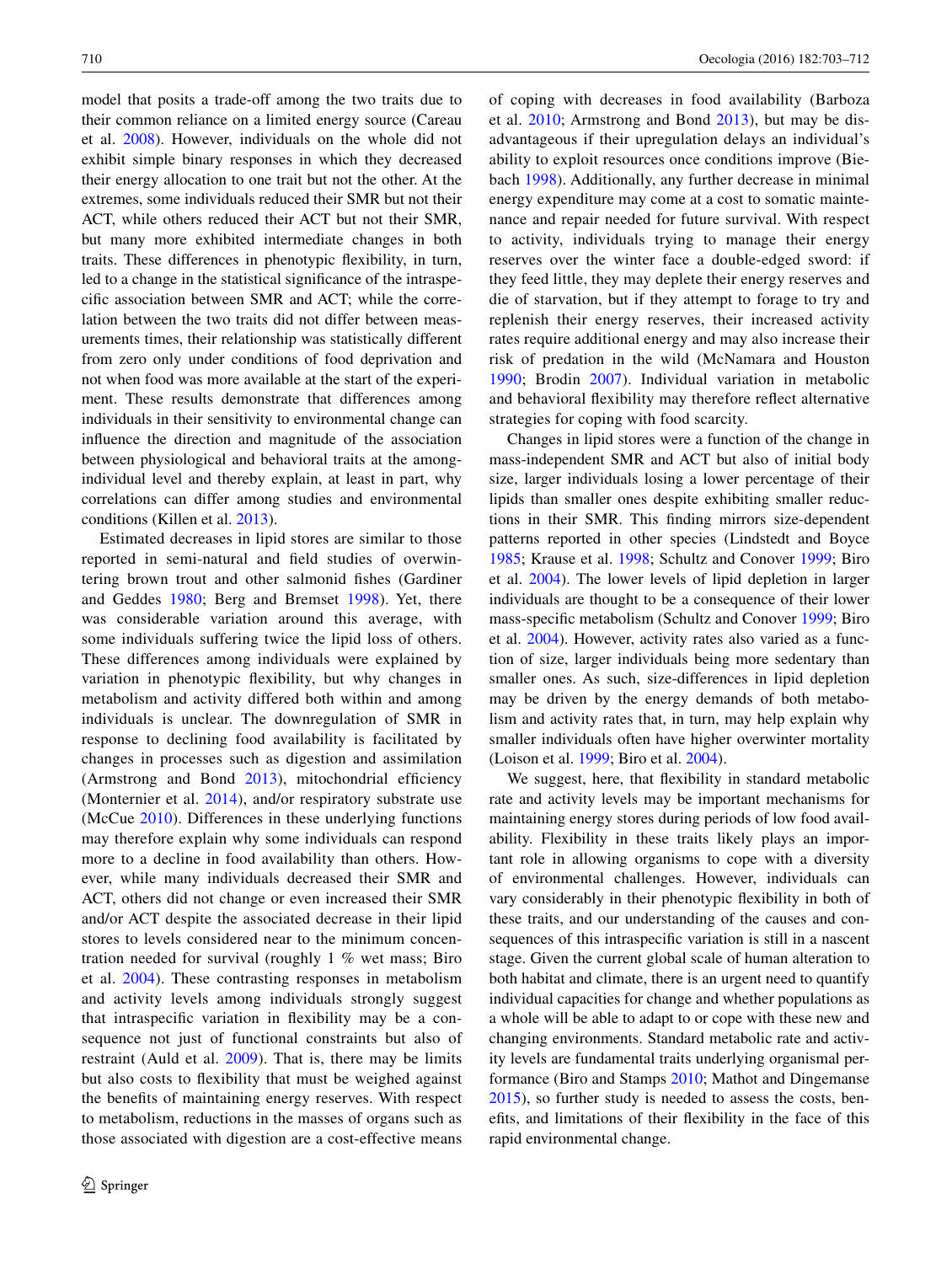model that posits a trade-off among the two traits due to their common reliance on a limited energy source (Careau et al. 2008). However, individuals on the whole did not exhibit simple binary responses in which they decreased their energy allocation to one trait but not the other. At the extremes, some individuals reduced their SMR but not their ACT, while others reduced their ACT but not their SMR, but many more exhibited intermediate changes in both traits. These differences in phenotypic flexibility, in turn, led to a change in the statistical significance of the intraspecific association between SMR and ACT; while the correlation between the two traits did not differ between measurements times, their relationship was statistically different from zero only under conditions of food deprivation and not when food was more available at the start of the experiment. These results demonstrate that differences among individuals in their sensitivity to environmental change can influence the direction and magnitude of the association between physiological and behavioral traits at the among-individual level and thereby explain, at least in part, why correlations can differ among studies and environmental conditions (Killen et al. 2013).

Estimated decreases in lipid stores are similar to those reported in semi-natural and field studies of overwintering brown trout and other salmonid fishes (Gardiner and Geddes 1980; Berg and Bremset 1998). Yet, there was considerable variation around this average, with some individuals suffering twice the lipid loss of others. These differences among individuals were explained by variation in phenotypic flexibility, but why changes in metabolism and activity differed both within and among individuals is unclear. The downregulation of SMR in response to declining food availability is facilitated by changes in processes such as digestion and assimilation (Armstrong and Bond 2013), mitochondrial efficiency (Monternier et al. 2014), and/or respiratory substrate use (McCue 2010). Differences in these underlying functions may therefore explain why some individuals can respond more to a decline in food availability than others. However, while many individuals decreased their SMR and ACT, others did not change or even increased their SMR and/or ACT despite the associated decrease in their lipid stores to levels considered near to the minimum concentration needed for survival (roughly 1 % wet mass; Biro et al. 2004). These contrasting responses in metabolism and activity levels among individuals strongly suggest that intraspecific variation in flexibility may be a consequence not just of functional constraints but also of restraint (Auld et al. 2009). That is, there may be limits but also costs to flexibility that must be weighed against the benefits of maintaining energy reserves. With respect to metabolism, reductions in the masses of organs such as those associated with digestion are a cost-effective means of coping with decreases in food availability (Barboza et al. 2010; Armstrong and Bond 2013), but may be disadvantageous if their upregulation delays an individual's ability to exploit resources once conditions improve (Biebach 1998). Additionally, any further decrease in minimal energy expenditure may come at a cost to somatic maintenance and repair needed for future survival. With respect to activity, individuals trying to manage their energy reserves over the winter face a double-edged sword: if they feed little, they may deplete their energy reserves and die of starvation, but if they attempt to forage to try and replenish their energy reserves, their increased activity rates require additional energy and may also increase their risk of predation in the wild (McNamara and Houston 1990; Brodin 2007). Individual variation in metabolic and behavioral flexibility may therefore reflect alternative strategies for coping with food scarcity.

Changes in lipid stores were a function of the change in mass-independent SMR and ACT but also of initial body size, larger individuals losing a lower percentage of their lipids than smaller ones despite exhibiting smaller reductions in their SMR. This finding mirrors size-dependent patterns reported in other species (Lindstedt and Boyce 1985; Krause et al. 1998; Schultz and Conover 1999; Biro et al. 2004). The lower levels of lipid depletion in larger individuals are thought to be a consequence of their lower mass-specific metabolism (Schultz and Conover 1999; Biro et al. 2004). However, activity rates also varied as a function of size, larger individuals being more sedentary than smaller ones. As such, size-differences in lipid depletion may be driven by the energy demands of both metabolism and activity rates that, in turn, may help explain why smaller individuals often have higher overwinter mortality (Loison et al. 1999; Biro et al. 2004).

We suggest, here, that flexibility in standard metabolic rate and activity levels may be important mechanisms for maintaining energy stores during periods of low food availability. Flexibility in these traits likely plays an important role in allowing organisms to cope with a diversity of environmental challenges. However, individuals can vary considerably in their phenotypic flexibility in both of these traits, and our understanding of the causes and consequences of this intraspecific variation is still in a nascent stage. Given the current global scale of human alteration to both habitat and climate, there is an urgent need to quantify individual capacities for change and whether populations as a whole will be able to adapt to or cope with these new and changing environments. Standard metabolic rate and activity levels are fundamental traits underlying organismal performance (Biro and Stamps 2010; Mathot and Dingemanse 2015), so further study is needed to assess the costs, benefits, and limitations of their flexibility in the face of this rapid environmental change.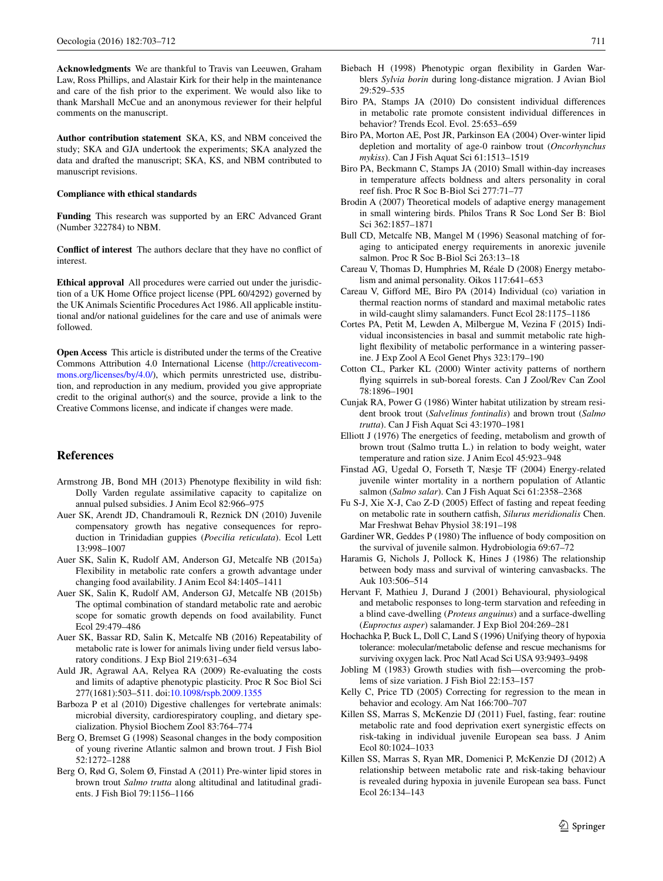**Acknowledgments** We are thankful to Travis van Leeuwen, Graham Law, Ross Phillips, and Alastair Kirk for their help in the maintenance and care of the fish prior to the experiment. We would also like to thank Marshall McCue and an anonymous reviewer for their helpful comments on the manuscript.

**Author contribution statement** SKA, KS, and NBM conceived the study; SKA and GJA undertook the experiments; SKA analyzed the data and drafted the manuscript; SKA, KS, and NBM contributed to manuscript revisions.

**Compliance with ethical standards**

**Funding** This research was supported by an ERC Advanced Grant (Number 322784) to NBM.

**Conflict of interest** The authors declare that they have no conflict of interest.

**Ethical approval** All procedures were carried out under the jurisdiction of a UK Home Office project license (PPL 60/4292) governed by the UK Animals Scientific Procedures Act 1986. All applicable institutional and/or national guidelines for the care and use of animals were followed.

**Open Access** This article is distributed under the terms of the Creative Commons Attribution 4.0 International License (http://creativecommons.org/licenses/by/4.0/), which permits unrestricted use, distribution, and reproduction in any medium, provided you give appropriate credit to the original author(s) and the source, provide a link to the Creative Commons license, and indicate if changes were made.

## References

Armstrong JB, Bond MH (2013) Phenotype flexibility in wild fish: Dolly Varden regulate assimilative capacity to capitalize on annual pulsed subsidies. J Anim Ecol 82:966–975

Auer SK, Arendt JD, Chandramouli R, Reznick DN (2010) Juvenile compensatory growth has negative consequences for reproduction in Trinidadian guppies (*Poecilia reticulata*). Ecol Lett 13:998–1007

Auer SK, Salin K, Rudolf AM, Anderson GJ, Metcalfe NB (2015a) Flexibility in metabolic rate confers a growth advantage under changing food availability. J Anim Ecol 84:1405–1411

Auer SK, Salin K, Rudolf AM, Anderson GJ, Metcalfe NB (2015b) The optimal combination of standard metabolic rate and aerobic scope for somatic growth depends on food availability. Funct Ecol 29:479–486

Auer SK, Bassar RD, Salin K, Metcalfe NB (2016) Repeatability of metabolic rate is lower for animals living under field versus laboratory conditions. J Exp Biol 219:631–634

Auld JR, Agrawal AA, Relyea RA (2009) Re-evaluating the costs and limits of adaptive phenotypic plasticity. Proc R Soc Biol Sci 277(1681):503–511. doi:10.1098/rspb.2009.1355

Barboza P et al (2010) Digestive challenges for vertebrate animals: microbial diversity, cardiorespiratory coupling, and dietary specialization. Physiol Biochem Zool 83:764–774

Berg O, Bremset G (1998) Seasonal changes in the body composition of young riverine Atlantic salmon and brown trout. J Fish Biol 52:1272–1288

Berg O, Rød G, Solem Ø, Finstad A (2011) Pre-winter lipid stores in brown trout *Salmo trutta* along altitudinal and latitudinal gradients. J Fish Biol 79:1156–1166

Biebach H (1998) Phenotypic organ flexibility in Garden Warblers *Sylvia borin* during long-distance migration. J Avian Biol 29:529–535

Biro PA, Stamps JA (2010) Do consistent individual differences in metabolic rate promote consistent individual differences in behavior? Trends Ecol. Evol. 25:653–659

Biro PA, Morton AE, Post JR, Parkinson EA (2004) Over-winter lipid depletion and mortality of age-0 rainbow trout (*Oncorhynchus mykiss*). Can J Fish Aquat Sci 61:1513–1519

Biro PA, Beckmann C, Stamps JA (2010) Small within-day increases in temperature affects boldness and alters personality in coral reef fish. Proc R Soc B-Biol Sci 277:71–77

Brodin A (2007) Theoretical models of adaptive energy management in small wintering birds. Philos Trans R Soc Lond Ser B: Biol Sci 362:1857–1871

Bull CD, Metcalfe NB, Mangel M (1996) Seasonal matching of foraging to anticipated energy requirements in anorexic juvenile salmon. Proc R Soc B-Biol Sci 263:13–18

Careau V, Thomas D, Humphries M, Réale D (2008) Energy metabolism and animal personality. Oikos 117:641–653

Careau V, Gifford ME, Biro PA (2014) Individual (co) variation in thermal reaction norms of standard and maximal metabolic rates in wild-caught slimy salamanders. Funct Ecol 28:1175–1186

Cortes PA, Petit M, Lewden A, Milbergue M, Vezina F (2015) Individual inconsistencies in basal and summit metabolic rate highlight flexibility of metabolic performance in a wintering passerine. J Exp Zool A Ecol Genet Phys 323:179–190

Cotton CL, Parker KL (2000) Winter activity patterns of northern flying squirrels in sub-boreal forests. Can J Zool/Rev Can Zool 78:1896–1901

Cunjak RA, Power G (1986) Winter habitat utilization by stream resident brook trout (*Salvelinus fontinalis*) and brown trout (*Salmo trutta*). Can J Fish Aquat Sci 43:1970–1981

Elliott J (1976) The energetics of feeding, metabolism and growth of brown trout (Salmo trutta L.) in relation to body weight, water temperature and ration size. J Anim Ecol 45:923–948

Finstad AG, Ugedal O, Forseth T, Næsje TF (2004) Energy-related juvenile winter mortality in a northern population of Atlantic salmon (*Salmo salar*). Can J Fish Aquat Sci 61:2358–2368

Fu S-J, Xie X-J, Cao Z-D (2005) Effect of fasting and repeat feeding on metabolic rate in southern catfish, *Silurus meridionalis* Chen. Mar Freshwat Behav Physiol 38:191–198

Gardiner WR, Geddes P (1980) The influence of body composition on the survival of juvenile salmon. Hydrobiologia 69:67–72

Haramis G, Nichols J, Pollock K, Hines J (1986) The relationship between body mass and survival of wintering canvasbacks. The Auk 103:506–514

Hervant F, Mathieu J, Durand J (2001) Behavioural, physiological and metabolic responses to long-term starvation and refeeding in a blind cave-dwelling (*Proteus anguinus*) and a surface-dwelling (*Euproctus asper*) salamander. J Exp Biol 204:269–281

Hochachka P, Buck L, Doll C, Land S (1996) Unifying theory of hypoxia tolerance: molecular/metabolic defense and rescue mechanisms for surviving oxygen lack. Proc Natl Acad Sci USA 93:9493–9498

Jobling M (1983) Growth studies with fish—overcoming the problems of size variation. J Fish Biol 22:153–157

Kelly C, Price TD (2005) Correcting for regression to the mean in behavior and ecology. Am Nat 166:700–707

Killen SS, Marras S, McKenzie DJ (2011) Fuel, fasting, fear: routine metabolic rate and food deprivation exert synergistic effects on risk-taking in individual juvenile European sea bass. J Anim Ecol 80:1024–1033

Killen SS, Marras S, Ryan MR, Domenici P, McKenzie DJ (2012) A relationship between metabolic rate and risk-taking behaviour is revealed during hypoxia in juvenile European sea bass. Funct Ecol 26:134–143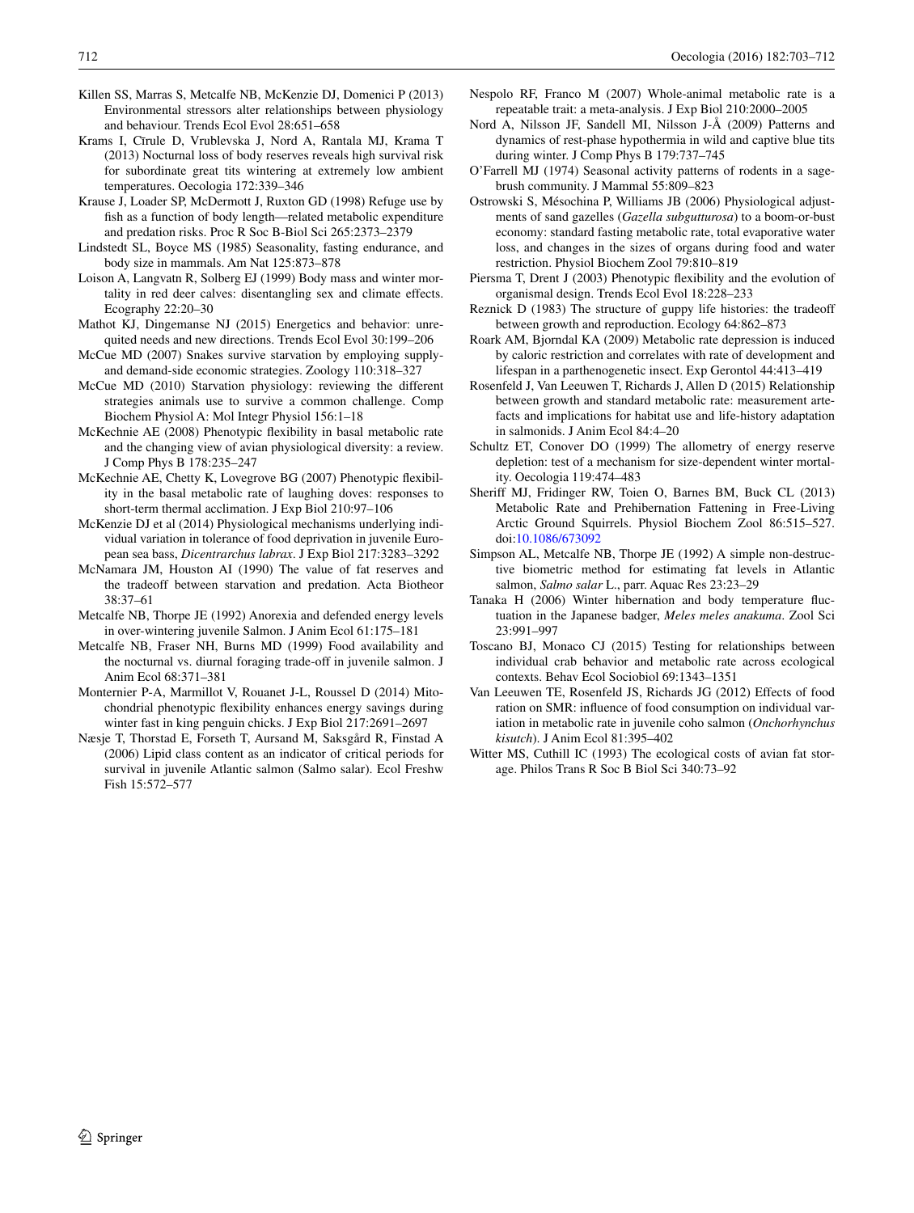Killen SS, Marras S, Metcalfe NB, McKenzie DJ, Domenici P (2013) Environmental stressors alter relationships between physiology and behaviour. Trends Ecol Evol 28:651–658

Krams I, Cīrule D, Vrublevska J, Nord A, Rantala MJ, Krama T (2013) Nocturnal loss of body reserves reveals high survival risk for subordinate great tits wintering at extremely low ambient temperatures. Oecologia 172:339–346

Krause J, Loader SP, McDermott J, Ruxton GD (1998) Refuge use by fish as a function of body length—related metabolic expenditure and predation risks. Proc R Soc B-Biol Sci 265:2373–2379

Lindstedt SL, Boyce MS (1985) Seasonality, fasting endurance, and body size in mammals. Am Nat 125:873–878

Loison A, Langvatn R, Solberg EJ (1999) Body mass and winter mortality in red deer calves: disentangling sex and climate effects. Ecography 22:20–30

Mathot KJ, Dingemanse NJ (2015) Energetics and behavior: unrequited needs and new directions. Trends Ecol Evol 30:199–206

McCue MD (2007) Snakes survive starvation by employing supply- and demand-side economic strategies. Zoology 110:318–327

McCue MD (2010) Starvation physiology: reviewing the different strategies animals use to survive a common challenge. Comp Biochem Physiol A: Mol Integr Physiol 156:1–18

McKechnie AE (2008) Phenotypic flexibility in basal metabolic rate and the changing view of avian physiological diversity: a review. J Comp Phys B 178:235–247

McKechnie AE, Chetty K, Lovegrove BG (2007) Phenotypic flexibility in the basal metabolic rate of laughing doves: responses to short-term thermal acclimation. J Exp Biol 210:97–106

McKenzie DJ et al (2014) Physiological mechanisms underlying individual variation in tolerance of food deprivation in juvenile European sea bass, *Dicentrarchus labrax*. J Exp Biol 217:3283–3292

McNamara JM, Houston AI (1990) The value of fat reserves and the tradeoff between starvation and predation. Acta Biotheor 38:37–61

Metcalfe NB, Thorpe JE (1992) Anorexia and defended energy levels in over-wintering juvenile Salmon. J Anim Ecol 61:175–181

Metcalfe NB, Fraser NH, Burns MD (1999) Food availability and the nocturnal vs. diurnal foraging trade-off in juvenile salmon. J Anim Ecol 68:371–381

Monternier P-A, Marmillot V, Rouanet J-L, Roussel D (2014) Mitochondrial phenotypic flexibility enhances energy savings during winter fast in king penguin chicks. J Exp Biol 217:2691–2697

Næsje T, Thorstad E, Forseth T, Aursand M, Saksgård R, Finstad A (2006) Lipid class content as an indicator of critical periods for survival in juvenile Atlantic salmon (Salmo salar). Ecol Freshw Fish 15:572–577

Nespolo RF, Franco M (2007) Whole-animal metabolic rate is a repeatable trait: a meta-analysis. J Exp Biol 210:2000–2005

Nord A, Nilsson JF, Sandell MI, Nilsson J-Å (2009) Patterns and dynamics of rest-phase hypothermia in wild and captive blue tits during winter. J Comp Phys B 179:737–745

O'Farrell MJ (1974) Seasonal activity patterns of rodents in a sagebrush community. J Mammal 55:809–823

Ostrowski S, Mésochina P, Williams JB (2006) Physiological adjustments of sand gazelles (*Gazella subgutturosa*) to a boom-or-bust economy: standard fasting metabolic rate, total evaporative water loss, and changes in the sizes of organs during food and water restriction. Physiol Biochem Zool 79:810–819

Piersma T, Drent J (2003) Phenotypic flexibility and the evolution of organismal design. Trends Ecol Evol 18:228–233

Reznick D (1983) The structure of guppy life histories: the tradeoff between growth and reproduction. Ecology 64:862–873

Roark AM, Bjorndal KA (2009) Metabolic rate depression is induced by caloric restriction and correlates with rate of development and lifespan in a parthenogenetic insect. Exp Gerontol 44:413–419

Rosenfeld J, Van Leeuwen T, Richards J, Allen D (2015) Relationship between growth and standard metabolic rate: measurement artefacts and implications for habitat use and life-history adaptation in salmonids. J Anim Ecol 84:4–20

Schultz ET, Conover DO (1999) The allometry of energy reserve depletion: test of a mechanism for size-dependent winter mortality. Oecologia 119:474–483

Sheriff MJ, Fridinger RW, Toien O, Barnes BM, Buck CL (2013) Metabolic Rate and Prehibernation Fattening in Free-Living Arctic Ground Squirrels. Physiol Biochem Zool 86:515–527. doi:10.1086/673092

Simpson AL, Metcalfe NB, Thorpe JE (1992) A simple non-destructive biometric method for estimating fat levels in Atlantic salmon, *Salmo salar* L., parr. Aquac Res 23:23–29

Tanaka H (2006) Winter hibernation and body temperature fluctuation in the Japanese badger, *Meles meles anakuma*. Zool Sci 23:991–997

Toscano BJ, Monaco CJ (2015) Testing for relationships between individual crab behavior and metabolic rate across ecological contexts. Behav Ecol Sociobiol 69:1343–1351

Van Leeuwen TE, Rosenfeld JS, Richards JG (2012) Effects of food ration on SMR: influence of food consumption on individual variation in metabolic rate in juvenile coho salmon (*Onchorhynchus kisutch*). J Anim Ecol 81:395–402

Witter MS, Cuthill IC (1993) The ecological costs of avian fat storage. Philos Trans R Soc B Biol Sci 340:73–92